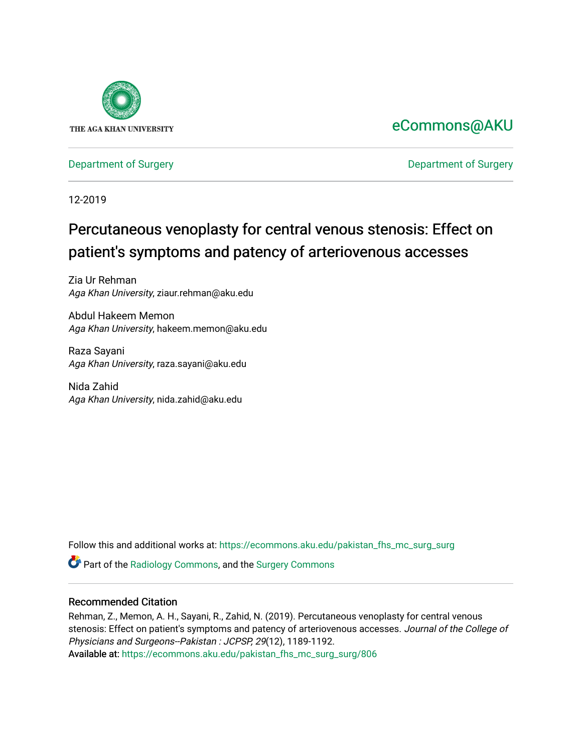THE AGA KHAN UNIVERSITY

eCommons@AKU

Department of Surgery

Department of Surgery

12-2019

# Percutaneous venoplasty for central venous stenosis: Effect on patient's symptoms and patency of arteriovenous accesses

Zia Ur Rehman
*Aga Khan University*, ziaur.rehman@aku.edu

Abdul Hakeem Memon
*Aga Khan University*, hakeem.memon@aku.edu

Raza Sayani
*Aga Khan University*, raza.sayani@aku.edu

Nida Zahid
*Aga Khan University*, nida.zahid@aku.edu

Follow this and additional works at: https://ecommons.aku.edu/pakistan_fhs_mc_surg_surg

Part of the Radiology Commons, and the Surgery Commons

### Recommended Citation

Rehman, Z., Memon, A. H., Sayani, R., Zahid, N. (2019). Percutaneous venoplasty for central venous stenosis: Effect on patient's symptoms and patency of arteriovenous accesses. *Journal of the College of Physicians and Surgeons--Pakistan : JCPSP, 29*(12), 1189-1192.
Available at: https://ecommons.aku.edu/pakistan_fhs_mc_surg_surg/806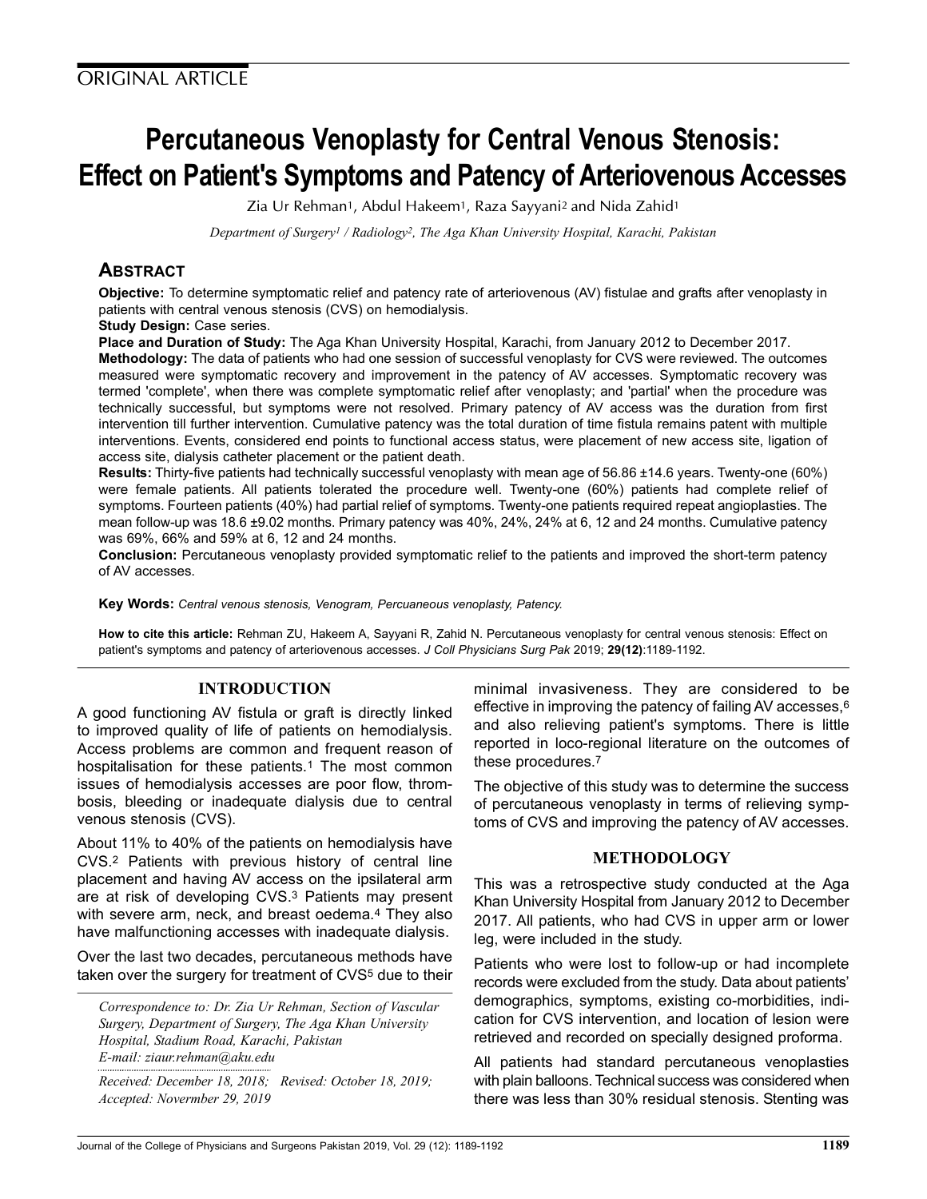ORIGINAL ARTICLE

# Percutaneous Venoplasty for Central Venous Stenosis: Effect on Patient's Symptoms and Patency of Arteriovenous Accesses

Zia Ur Rehman[1], Abdul Hakeem[1], Raza Sayyani[2] and Nida Zahid[1]

*Department of Surgery[1] / Radiology[2], The Aga Khan University Hospital, Karachi, Pakistan*

## ABSTRACT

**Objective:** To determine symptomatic relief and patency rate of arteriovenous (AV) fistulae and grafts after venoplasty in patients with central venous stenosis (CVS) on hemodialysis.

**Study Design:** Case series.

**Place and Duration of Study:** The Aga Khan University Hospital, Karachi, from January 2012 to December 2017.

**Methodology:** The data of patients who had one session of successful venoplasty for CVS were reviewed. The outcomes measured were symptomatic recovery and improvement in the patency of AV accesses. Symptomatic recovery was termed 'complete', when there was complete symptomatic relief after venoplasty; and 'partial' when the procedure was technically successful, but symptoms were not resolved. Primary patency of AV access was the duration from first intervention till further intervention. Cumulative patency was the total duration of time fistula remains patent with multiple interventions. Events, considered end points to functional access status, were placement of new access site, ligation of access site, dialysis catheter placement or the patient death.

**Results:** Thirty-five patients had technically successful venoplasty with mean age of 56.86 ±14.6 years. Twenty-one (60%) were female patients. All patients tolerated the procedure well. Twenty-one (60%) patients had complete relief of symptoms. Fourteen patients (40%) had partial relief of symptoms. Twenty-one patients required repeat angioplasties. The mean follow-up was 18.6 ±9.02 months. Primary patency was 40%, 24%, 24% at 6, 12 and 24 months. Cumulative patency was 69%, 66% and 59% at 6, 12 and 24 months.

**Conclusion:** Percutaneous venoplasty provided symptomatic relief to the patients and improved the short-term patency of AV accesses.

**Key Words:** *Central venous stenosis, Venogram, Percuaneous venoplasty, Patency.*

**How to cite this article:** Rehman ZU, Hakeem A, Sayyani R, Zahid N. Percutaneous venoplasty for central venous stenosis: Effect on patient's symptoms and patency of arteriovenous accesses. *J Coll Physicians Surg Pak* 2019; **29(12)**:1189-1192.

## INTRODUCTION

A good functioning AV fistula or graft is directly linked to improved quality of life of patients on hemodialysis. Access problems are common and frequent reason of hospitalisation for these patients.[1] The most common issues of hemodialysis accesses are poor flow, thrombosis, bleeding or inadequate dialysis due to central venous stenosis (CVS).

About 11% to 40% of the patients on hemodialysis have CVS.[2] Patients with previous history of central line placement and having AV access on the ipsilateral arm are at risk of developing CVS.[3] Patients may present with severe arm, neck, and breast oedema.[4] They also have malfunctioning accesses with inadequate dialysis.

Over the last two decades, percutaneous methods have taken over the surgery for treatment of CVS[5] due to their minimal invasiveness. They are considered to be effective in improving the patency of failing AV accesses,[6] and also relieving patient's symptoms. There is little reported in loco-regional literature on the outcomes of these procedures.[7]

The objective of this study was to determine the success of percutaneous venoplasty in terms of relieving symptoms of CVS and improving the patency of AV accesses.

## METHODOLOGY

This was a retrospective study conducted at the Aga Khan University Hospital from January 2012 to December 2017. All patients, who had CVS in upper arm or lower leg, were included in the study.

Patients who were lost to follow-up or had incomplete records were excluded from the study. Data about patients' demographics, symptoms, existing co-morbidities, indication for CVS intervention, and location of lesion were retrieved and recorded on specially designed proforma.

All patients had standard percutaneous venoplasties with plain balloons. Technical success was considered when there was less than 30% residual stenosis. Stenting was

*Correspondence to: Dr. Zia Ur Rehman, Section of Vascular Surgery, Department of Surgery, The Aga Khan University Hospital, Stadium Road, Karachi, Pakistan*
*E-mail: ziaur.rehman@aku.edu*

*Received: December 18, 2018; Revised: October 18, 2019; Accepted: Novermber 29, 2019*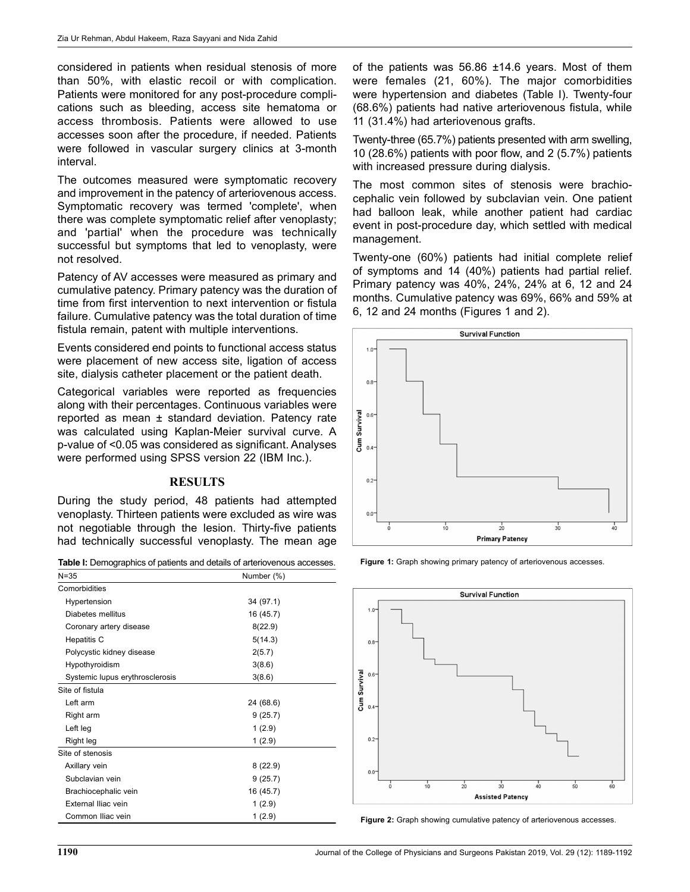considered in patients when residual stenosis of more than 50%, with elastic recoil or with complication. Patients were monitored for any post-procedure complications such as bleeding, access site hematoma or access thrombosis. Patients were allowed to use accesses soon after the procedure, if needed. Patients were followed in vascular surgery clinics at 3-month interval.

The outcomes measured were symptomatic recovery and improvement in the patency of arteriovenous access. Symptomatic recovery was termed 'complete', when there was complete symptomatic relief after venoplasty; and 'partial' when the procedure was technically successful but symptoms that led to venoplasty, were not resolved.

Patency of AV accesses were measured as primary and cumulative patency. Primary patency was the duration of time from first intervention to next intervention or fistula failure. Cumulative patency was the total duration of time fistula remain, patent with multiple interventions.

Events considered end points to functional access status were placement of new access site, ligation of access site, dialysis catheter placement or the patient death.

Categorical variables were reported as frequencies along with their percentages. Continuous variables were reported as mean ± standard deviation. Patency rate was calculated using Kaplan-Meier survival curve. A p-value of <0.05 was considered as significant. Analyses were performed using SPSS version 22 (IBM Inc.).

## RESULTS

During the study period, 48 patients had attempted venoplasty. Thirteen patients were excluded as wire was not negotiable through the lesion. Thirty-five patients had technically successful venoplasty. The mean age of the patients was 56.86 ±14.6 years. Most of them were females (21, 60%). The major comorbidities were hypertension and diabetes (Table I). Twenty-four (68.6%) patients had native arteriovenous fistula, while 11 (31.4%) had arteriovenous grafts.

**Table I:** Demographics of patients and details of arteriovenous accesses.

| N=35 | Number (%) |
|---|---|
| Comorbidities | |
| Hypertension | 34 (97.1) |
| Diabetes mellitus | 16 (45.7) |
| Coronary artery disease | 8(22.9) |
| Hepatitis C | 5(14.3) |
| Polycystic kidney disease | 2(5.7) |
| Hypothyroidism | 3(8.6) |
| Systemic lupus erythrosclerosis | 3(8.6) |
| Site of fistula | |
| Left arm | 24 (68.6) |
| Right arm | 9 (25.7) |
| Left leg | 1 (2.9) |
| Right leg | 1 (2.9) |
| Site of stenosis | |
| Axillary vein | 8 (22.9) |
| Subclavian vein | 9 (25.7) |
| Brachiocephalic vein | 16 (45.7) |
| External Iliac vein | 1 (2.9) |
| Common Iliac vein | 1 (2.9) |

Twenty-three (65.7%) patients presented with arm swelling, 10 (28.6%) patients with poor flow, and 2 (5.7%) patients with increased pressure during dialysis.

The most common sites of stenosis were brachiocephalic vein followed by subclavian vein. One patient had balloon leak, while another patient had cardiac event in post-procedure day, which settled with medical management.

Twenty-one (60%) patients had initial complete relief of symptoms and 14 (40%) patients had partial relief. Primary patency was 40%, 24%, 24% at 6, 12 and 24 months. Cumulative patency was 69%, 66% and 59% at 6, 12 and 24 months (Figures 1 and 2).

**Figure 1:** Graph showing primary patency of arteriovenous accesses.

**Figure 2:** Graph showing cumulative patency of arteriovenous accesses.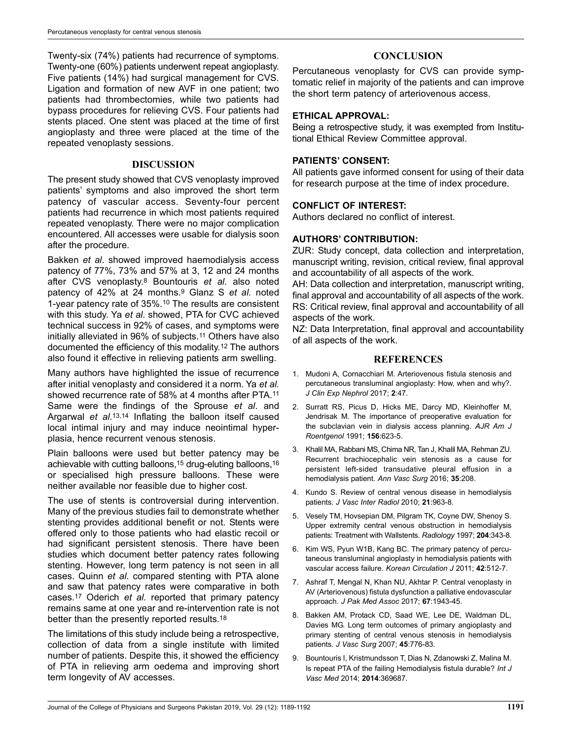Twenty-six (74%) patients had recurrence of symptoms. Twenty-one (60%) patients underwent repeat angioplasty. Five patients (14%) had surgical management for CVS. Ligation and formation of new AVF in one patient; two patients had thrombectomies, while two patients had bypass procedures for relieving CVS. Four patients had stents placed. One stent was placed at the time of first angioplasty and three were placed at the time of the repeated venoplasty sessions.

## DISCUSSION

The present study showed that CVS venoplasty improved patients' symptoms and also improved the short term patency of vascular access. Seventy-four percent patients had recurrence in which most patients required repeated venoplasty. There were no major complication encountered. All accesses were usable for dialysis soon after the procedure.

Bakken *et al*. showed improved haemodialysis access patency of 77%, 73% and 57% at 3, 12 and 24 months after CVS venoplasty.[8] Bountouris *et al*. also noted patency of 42% at 24 months.[9] Glanz S *et al*. noted 1-year patency rate of 35%.[10] The results are consistent with this study. Ya *et al.* showed, PTA for CVC achieved technical success in 92% of cases, and symptoms were initially alleviated in 96% of subjects.[11] Others have also documented the efficiency of this modality.[12] The authors also found it effective in relieving patients arm swelling.

Many authors have highlighted the issue of recurrence after initial venoplasty and considered it a norm. Ya *et al.* showed recurrence rate of 58% at 4 months after PTA.[11] Same were the findings of the Sprouse *et al*. and Argarwal *et al*.[13,14] Inflating the balloon itself caused local intimal injury and may induce neointimal hyperplasia, hence recurrent venous stenosis.

Plain balloons were used but better patency may be achievable with cutting balloons,[15] drug-eluting balloons,[16] or specialised high pressure balloons. These were neither available nor feasible due to higher cost.

The use of stents is controversial during intervention. Many of the previous studies fail to demonstrate whether stenting provides additional benefit or not. Stents were offered only to those patients who had elastic recoil or had significant persistent stenosis. There have been studies which document better patency rates following stenting. However, long term patency is not seen in all cases. Quinn *et al*. compared stenting with PTA alone and saw that patency rates were comparative in both cases.[17] Oderich *et al.* reported that primary patency remains same at one year and re-intervention rate is not better than the presently reported results.[18]

The limitations of this study include being a retrospective, collection of data from a single institute with limited number of patients. Despite this, it showed the efficiency of PTA in relieving arm oedema and improving short term longevity of AV accesses.

## CONCLUSION

Percutaneous venoplasty for CVS can provide symptomatic relief in majority of the patients and can improve the short term patency of arteriovenous access.

### ETHICAL APPROVAL:

Being a retrospective study, it was exempted from Institutional Ethical Review Committee approval.

### PATIENTS' CONSENT:

All patients gave informed consent for using of their data for research purpose at the time of index procedure.

### CONFLICT OF INTEREST:

Authors declared no conflict of interest.

### AUTHORS' CONTRIBUTION:

ZUR: Study concept, data collection and interpretation, manuscript writing, revision, critical review, final approval and accountability of all aspects of the work.

AH: Data collection and interpretation, manuscript writing, final approval and accountability of all aspects of the work.

RS: Critical review, final approval and accountability of all aspects of the work.

NZ: Data Interpretation, final approval and accountability of all aspects of the work.

## REFERENCES

1. Mudoni A, Cornacchiari M. Arteriovenous fistula stenosis and percutaneous transluminal angioplasty: How, when and why?. *J Clin Exp Nephrol* 2017; **2**:47.
2. Surratt RS, Picus D, Hicks ME, Darcy MD, Kleinhoffer M, Jendrisak M. The importance of preoperative evaluation for the subclavian vein in dialysis access planning. *AJR Am J Roentgenol* 1991; **156**:623-5.
3. Khalil MA, Rabbani MS, Chima NR, Tan J, Khalil MA, Rehman ZU. Recurrent brachiocephalic vein stenosis as a cause for persistent left-sided transudative pleural effusion in a hemodialysis patient. *Ann Vasc Surg* 2016; **35**:208.
4. Kundo S. Review of central venous disease in hemodialysis patients. *J Vasc Inter Radiol* 2010; **21**:963-8.
5. Vesely TM, Hovsepian DM, Pilgram TK, Coyne DW, Shenoy S. Upper extremity central venous obstruction in hemodialysis patients: Treatment with Wallstents. *Radiology* 1997; **204**:343-8.
6. Kim WS, Pyun W1B, Kang BC. The primary patency of percutaneous transluminal angioplasty in hemodialysis patients with vascular access failure. *Korean Circulation J* 2011; **42**:512-7.
7. Ashraf T, Mengal N, Khan NU, Akhtar P. Central venoplasty in AV (Arteriovenous) fistula dysfunction a palliative endovascular approach. *J Pak Med Assoc* 2017; **67**:1943-45.
8. Bakken AM, Protack CD, Saad WE, Lee DE, Waldman DL, Davies MG. Long term outcomes of primary angioplasty and primary stenting of central venous stenosis in hemodialysis patients. *J Vasc Surg* 2007; **45**:776-83.
9. Bountouris I, Kristmundsson T, Dias N, Zdanowski Z, Malina M. Is repeat PTA of the failing Hemodialysis fistula durable? *Int J Vasc Med* 2014; **2014**:369687.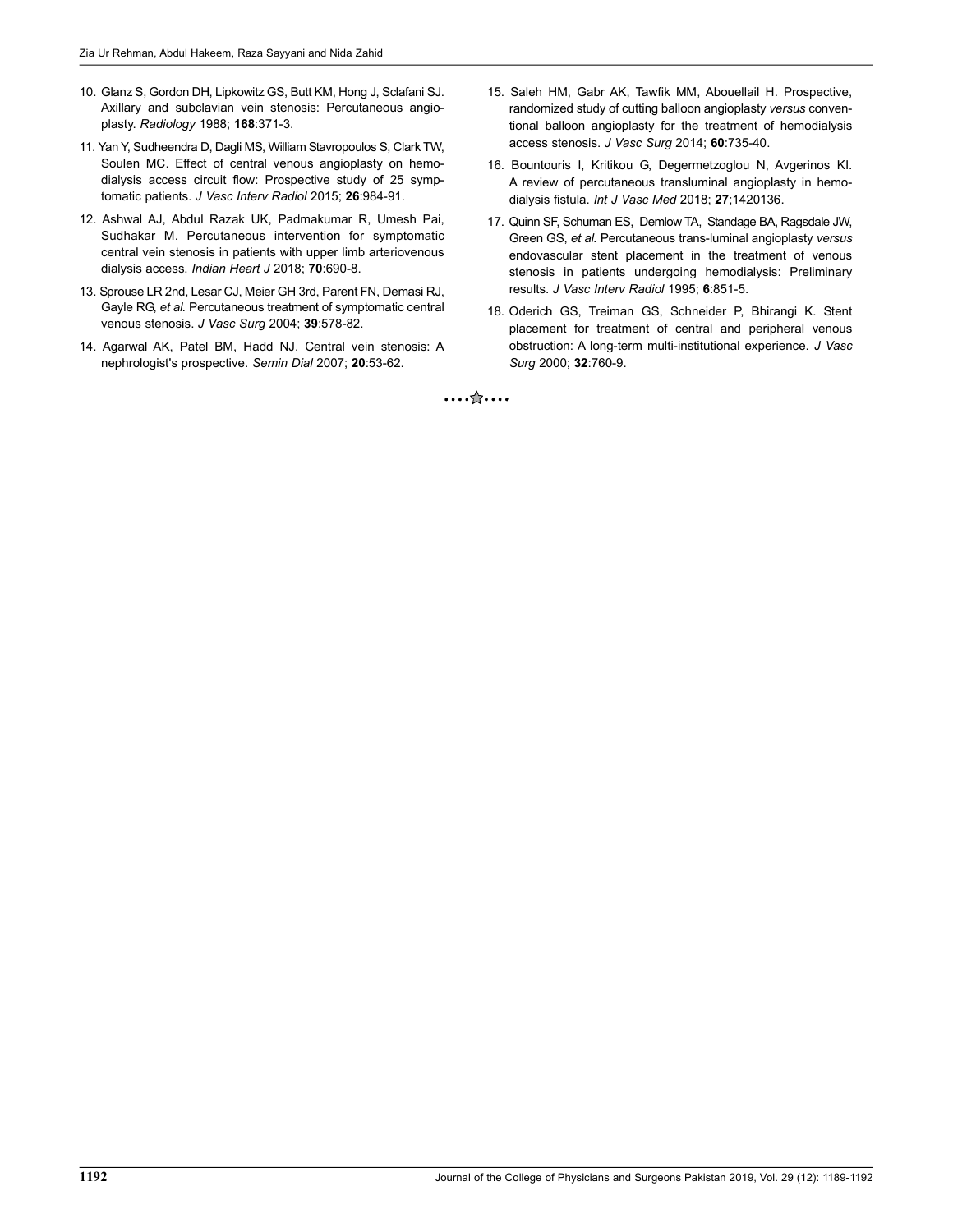10. Glanz S, Gordon DH, Lipkowitz GS, Butt KM, Hong J, Sclafani SJ. Axillary and subclavian vein stenosis: Percutaneous angioplasty. *Radiology* 1988; **168**:371-3.
11. Yan Y, Sudheendra D, Dagli MS, William Stavropoulos S, Clark TW, Soulen MC. Effect of central venous angioplasty on hemodialysis access circuit flow: Prospective study of 25 symptomatic patients. *J Vasc Interv Radiol* 2015; **26**:984-91.
12. Ashwal AJ, Abdul Razak UK, Padmakumar R, Umesh Pai, Sudhakar M. Percutaneous intervention for symptomatic central vein stenosis in patients with upper limb arteriovenous dialysis access. *Indian Heart J* 2018; **70**:690-8.
13. Sprouse LR 2nd, Lesar CJ, Meier GH 3rd, Parent FN, Demasi RJ, Gayle RG, *et al.* Percutaneous treatment of symptomatic central venous stenosis. *J Vasc Surg* 2004; **39**:578-82.
14. Agarwal AK, Patel BM, Hadd NJ. Central vein stenosis: A nephrologist's prospective. *Semin Dial* 2007; **20**:53-62.
15. Saleh HM, Gabr AK, Tawfik MM, Abouellail H. Prospective, randomized study of cutting balloon angioplasty *versus* conventional balloon angioplasty for the treatment of hemodialysis access stenosis. *J Vasc Surg* 2014; **60**:735-40.
16. Bountouris I, Kritikou G, Degermetzoglou N, Avgerinos KI. A review of percutaneous transluminal angioplasty in hemodialysis fistula. *Int J Vasc Med* 2018; **27**;1420136.
17. Quinn SF, Schuman ES, Demlow TA, Standage BA, Ragsdale JW, Green GS, *et al.* Percutaneous trans-luminal angioplasty *versus* endovascular stent placement in the treatment of venous stenosis in patients undergoing hemodialysis: Preliminary results. *J Vasc Interv Radiol* 1995; **6**:851-5.
18. Oderich GS, Treiman GS, Schneider P, Bhirangi K. Stent placement for treatment of central and peripheral venous obstruction: A long-term multi-institutional experience. *J Vasc Surg* 2000; **32**:760-9.